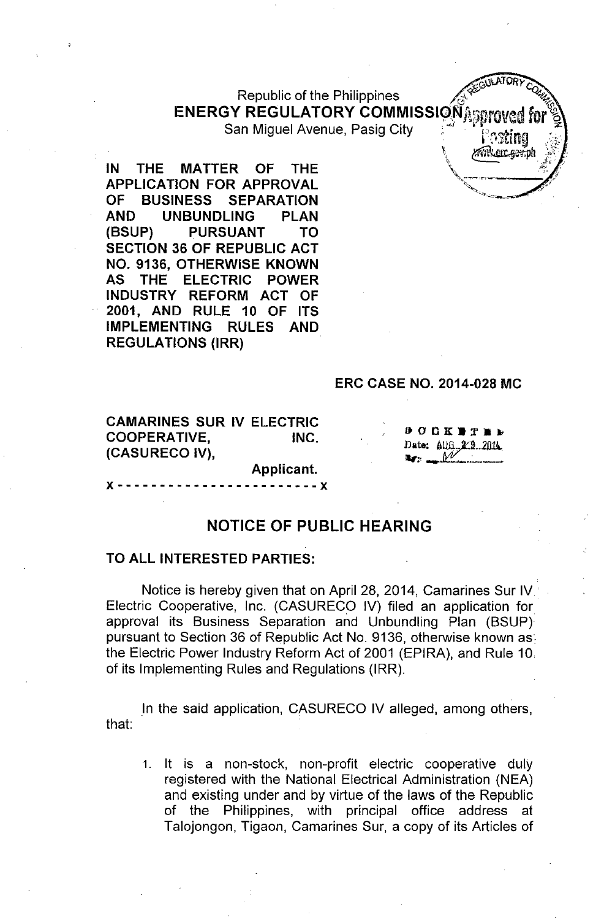Republic of the Philippines
**ENERGY REGULATORY COMMISSION**
San Miguel Avenue, Pasig City

**IN THE MATTER OF THE APPLICATION FOR APPROVAL OF BUSINESS SEPARATION AND UNBUNDLING PLAN (BSUP) PURSUANT TO SECTION 36 OF REPUBLIC ACT NO. 9136, OTHERWISE KNOWN AS THE ELECTRIC POWER INDUSTRY REFORM ACT OF 2001, AND RULE 10 OF ITS IMPLEMENTING RULES AND REGULATIONS (IRR)**

**ERC CASE NO. 2014-028 MC**

**CAMARINES SUR IV ELECTRIC COOPERATIVE, INC. (CASURECO IV),**
**Applicant.**

x - - - - - - - - - - - - - - - - - - - - - - - x

DOCKETED
Date: AUG 29 2014

## NOTICE OF PUBLIC HEARING

**TO ALL INTERESTED PARTIES:**

Notice is hereby given that on April 28, 2014, Camarines Sur IV Electric Cooperative, Inc. (CASURECO IV) filed an application for approval its Business Separation and Unbundling Plan (BSUP) pursuant to Section 36 of Republic Act No. 9136, otherwise known as the Electric Power Industry Reform Act of 2001 (EPIRA), and Rule 10 of its Implementing Rules and Regulations (IRR).

In the said application, CASURECO IV alleged, among others, that:

1. It is a non-stock, non-profit electric cooperative duly registered with the National Electrical Administration (NEA) and existing under and by virtue of the laws of the Republic of the Philippines, with principal office address at Talojongon, Tigaon, Camarines Sur, a copy of its Articles of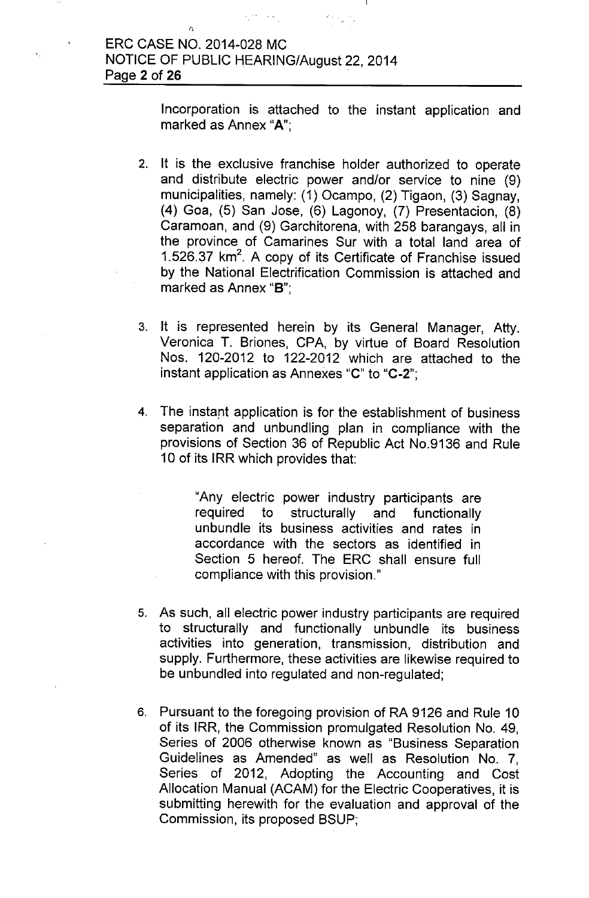Incorporation is attached to the instant application and marked as Annex "**A**";

2. It is the exclusive franchise holder authorized to operate and distribute electric power and/or service to nine (9) municipalities, namely: (1) Ocampo, (2) Tigaon, (3) Sagnay, (4) Goa, (5) San Jose, (6) Lagonoy, (7) Presentacion, (8) Caramoan, and (9) Garchitorena, with 258 barangays, all in the province of Camarines Sur with a total land area of 1.526.37 km$^2$. A copy of its Certificate of Franchise issued by the National Electrification Commission is attached and marked as Annex "**B**";

3. It is represented herein by its General Manager, Atty. Veronica T. Briones, CPA, by virtue of Board Resolution Nos. 120-2012 to 122-2012 which are attached to the instant application as Annexes "**C**" to "**C-2**";

4. The instant application is for the establishment of business separation and unbundling plan in compliance with the provisions of Section 36 of Republic Act No.9136 and Rule 10 of its IRR which provides that:

   > "Any electric power industry participants are required to structurally and functionally unbundle its business activities and rates in accordance with the sectors as identified in Section 5 hereof. The ERC shall ensure full compliance with this provision."

5. As such, all electric power industry participants are required to structurally and functionally unbundle its business activities into generation, transmission, distribution and supply. Furthermore, these activities are likewise required to be unbundled into regulated and non-regulated;

6. Pursuant to the foregoing provision of RA 9126 and Rule 10 of its IRR, the Commission promulgated Resolution No. 49, Series of 2006 otherwise known as "Business Separation Guidelines as Amended" as well as Resolution No. 7, Series of 2012, Adopting the Accounting and Cost Allocation Manual (ACAM) for the Electric Cooperatives, it is submitting herewith for the evaluation and approval of the Commission, its proposed BSUP;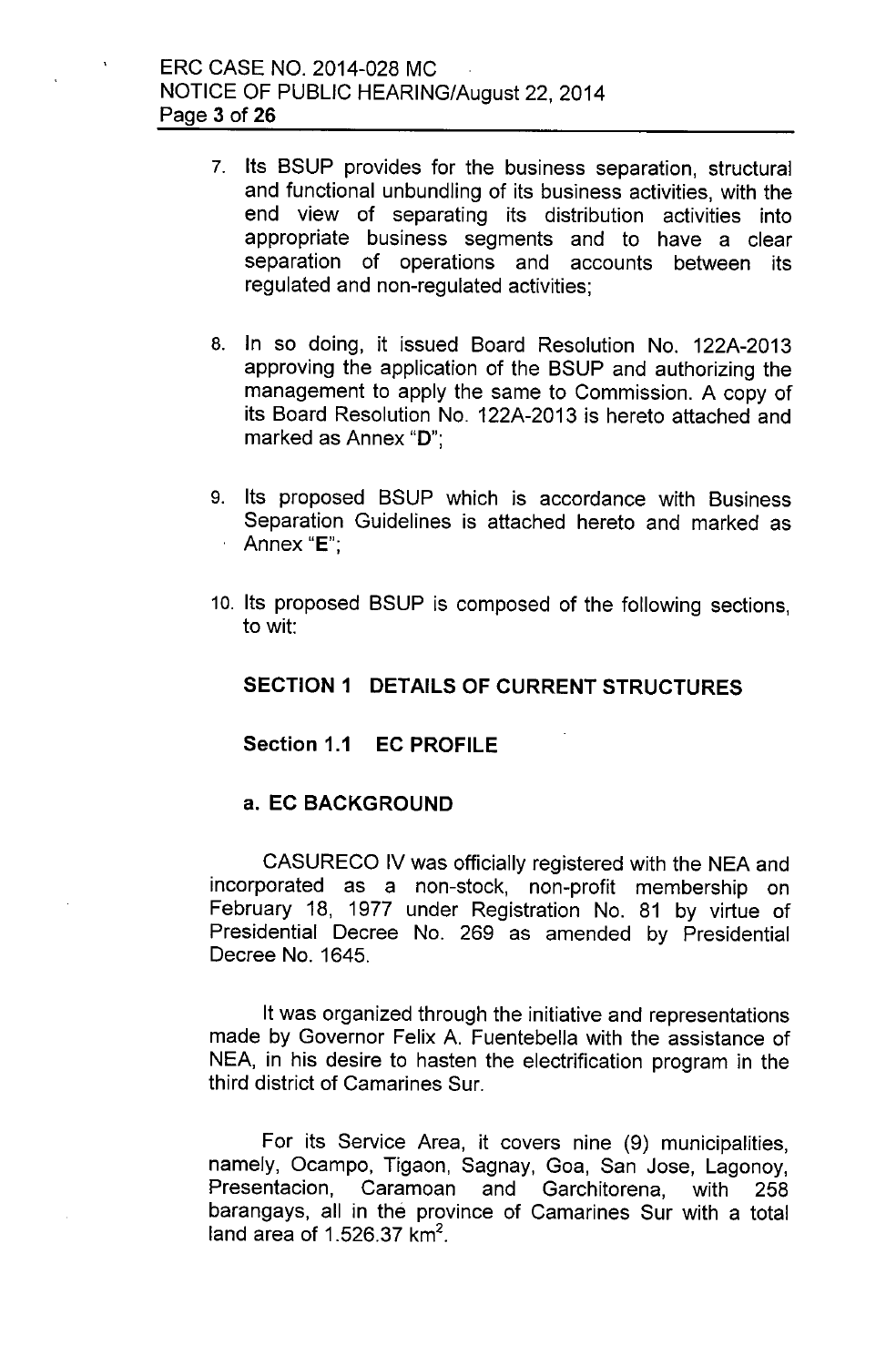7. Its BSUP provides for the business separation, structural and functional unbundling of its business activities, with the end view of separating its distribution activities into appropriate business segments and to have a clear separation of operations and accounts between its regulated and non-regulated activities;

8. In so doing, it issued Board Resolution No. 122A-2013 approving the application of the BSUP and authorizing the management to apply the same to Commission. A copy of its Board Resolution No. 122A-2013 is hereto attached and marked as Annex "**D**";

9. Its proposed BSUP which is accordance with Business Separation Guidelines is attached hereto and marked as Annex "**E**";

10. Its proposed BSUP is composed of the following sections, to wit:

## SECTION 1 DETAILS OF CURRENT STRUCTURES

### Section 1.1 EC PROFILE

#### a. EC BACKGROUND

CASURECO IV was officially registered with the NEA and incorporated as a non-stock, non-profit membership on February 18, 1977 under Registration No. 81 by virtue of Presidential Decree No. 269 as amended by Presidential Decree No. 1645.

It was organized through the initiative and representations made by Governor Felix A. Fuentebella with the assistance of NEA, in his desire to hasten the electrification program in the third district of Camarines Sur.

For its Service Area, it covers nine (9) municipalities, namely, Ocampo, Tigaon, Sagnay, Goa, San Jose, Lagonoy, Presentacion, Caramoan and Garchitorena, with 258 barangays, all in the province of Camarines Sur with a total land area of 1.526.37 $km^2$.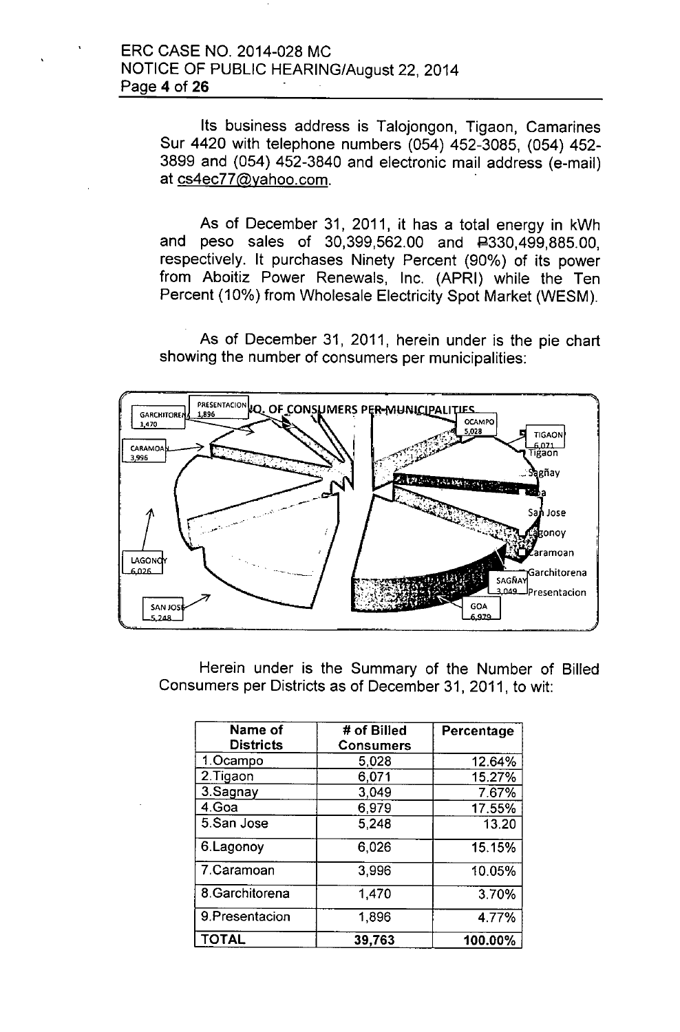Its business address is Talojongon, Tigaon, Camarines Sur 4420 with telephone numbers (054) 452-3085, (054) 452-3899 and (054) 452-3840 and electronic mail address (e-mail) at cs4ec77@yahoo.com.

As of December 31, 2011, it has a total energy in kWh and peso sales of 30,399,562.00 and ₱330,499,885.00, respectively. It purchases Ninety Percent (90%) of its power from Aboitiz Power Renewals, Inc. (APRI) while the Ten Percent (10%) from Wholesale Electricity Spot Market (WESM).

As of December 31, 2011, herein under is the pie chart showing the number of consumers per municipalities:

NO. OF CONSUMERS PER MUNICIPALITIES

PRESENTACION 1,896; GARCHITORENA 1,470; CARAMOAN 3,996; LAGONOY 6,026; SAN JOSE 5,248; OCAMPO 5,028; TIGAON 6,071; SAGÑAY 3,049; GOA 6,979

Legend: Ocampo, Tigaon, Sagñay, Goa, San Jose, Lagonoy, Caramoan, Garchitorena, Presentacion

Herein under is the Summary of the Number of Billed Consumers per Districts as of December 31, 2011, to wit:

| Name of Districts | # of Billed Consumers | Percentage |
|---|---|---|
| 1.Ocampo | 5,028 | 12.64% |
| 2.Tigaon | 6,071 | 15.27% |
| 3.Sagnay | 3,049 | 7.67% |
| 4.Goa | 6,979 | 17.55% |
| 5.San Jose | 5,248 | 13.20 |
| 6.Lagonoy | 6,026 | 15.15% |
| 7.Caramoan | 3,996 | 10.05% |
| 8.Garchitorena | 1,470 | 3.70% |
| 9.Presentacion | 1,896 | 4.77% |
| **TOTAL** | **39,763** | **100.00%** |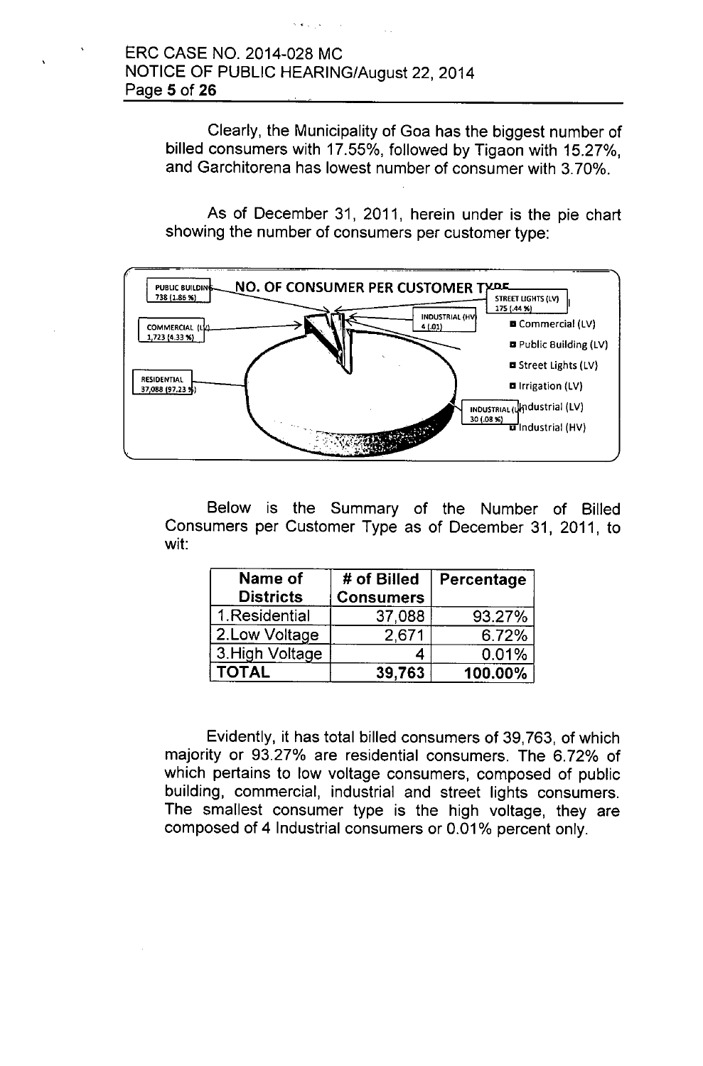Clearly, the Municipality of Goa has the biggest number of billed consumers with 17.55%, followed by Tigaon with 15.27%, and Garchitorena has lowest number of consumer with 3.70%.

As of December 31, 2011, herein under is the pie chart showing the number of consumers per customer type:

NO. OF CONSUMER PER CUSTOMER TYPE

PUBLIC BUILDING 738 (1.86 %)

COMMERCIAL (LV) 1,723 (4.33 %)

RESIDENTIAL 37,088 (97.23 %)

STREET LIGHTS (LV) 175 (.44 %)

INDUSTRIAL (HV) 4 (.01)

INDUSTRIAL (LV) 30 (.08 %)

- Commercial (LV)
- Public Building (LV)
- Street Lights (LV)
- Irrigation (LV)
- Industrial (LV)
- Industrial (HV)

Below is the Summary of the Number of Billed Consumers per Customer Type as of December 31, 2011, to wit:

| Name of Districts | # of Billed Consumers | Percentage |
|---|---|---|
| 1.Residential | 37,088 | 93.27% |
| 2.Low Voltage | 2,671 | 6.72% |
| 3.High Voltage | 4 | 0.01% |
| **TOTAL** | **39,763** | **100.00%** |

Evidently, it has total billed consumers of 39,763, of which majority or 93.27% are residential consumers. The 6.72% of which pertains to low voltage consumers, composed of public building, commercial, industrial and street lights consumers. The smallest consumer type is the high voltage, they are composed of 4 Industrial consumers or 0.01% percent only.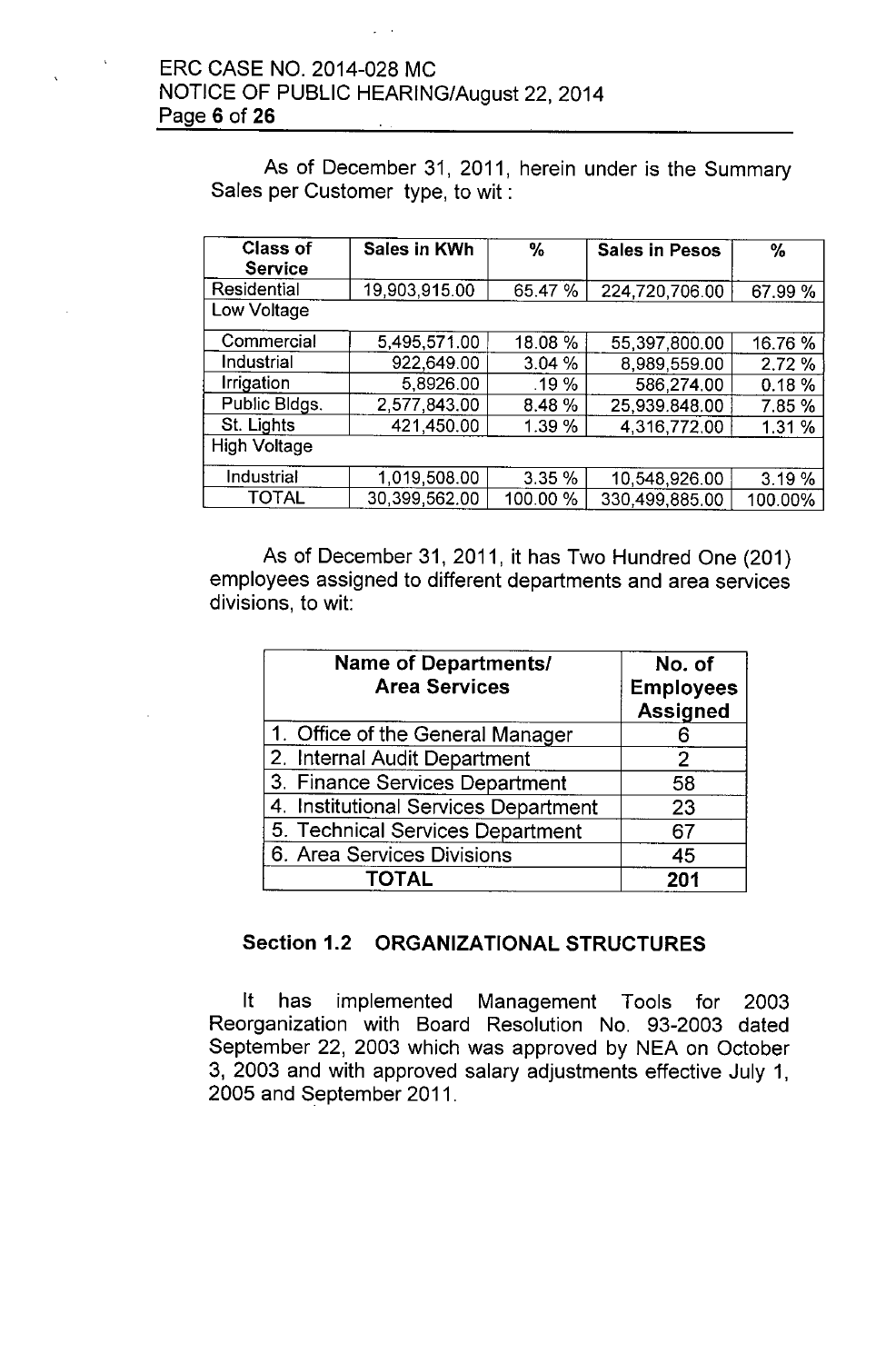As of December 31, 2011, herein under is the Summary Sales per Customer type, to wit :

| Class of Service | Sales in KWh | % | Sales in Pesos | % |
|---|---|---|---|---|
| Residential | 19,903,915.00 | 65.47 % | 224,720,706.00 | 67.99 % |
| Low Voltage | | | | |
| Commercial | 5,495,571.00 | 18.08 % | 55,397,800.00 | 16.76 % |
| Industrial | 922,649.00 | 3.04 % | 8,989,559.00 | 2.72 % |
| Irrigation | 5,8926.00 | .19 % | 586,274.00 | 0.18 % |
| Public Bldgs. | 2,577,843.00 | 8.48 % | 25,939.848.00 | 7.85 % |
| St. Lights | 421,450.00 | 1.39 % | 4,316,772.00 | 1.31 % |
| High Voltage | | | | |
| Industrial | 1,019,508.00 | 3.35 % | 10,548,926.00 | 3.19 % |
| TOTAL | 30,399,562.00 | 100.00 % | 330,499,885.00 | 100.00% |

As of December 31, 2011, it has Two Hundred One (201) employees assigned to different departments and area services divisions, to wit:

| Name of Departments/ Area Services | No. of Employees Assigned |
|---|---|
| 1. Office of the General Manager | 6 |
| 2. Internal Audit Department | 2 |
| 3. Finance Services Department | 58 |
| 4. Institutional Services Department | 23 |
| 5. Technical Services Department | 67 |
| 6. Area Services Divisions | 45 |
| **TOTAL** | **201** |

### Section 1.2 ORGANIZATIONAL STRUCTURES

It has implemented Management Tools for 2003 Reorganization with Board Resolution No. 93-2003 dated September 22, 2003 which was approved by NEA on October 3, 2003 and with approved salary adjustments effective July 1, 2005 and September 2011.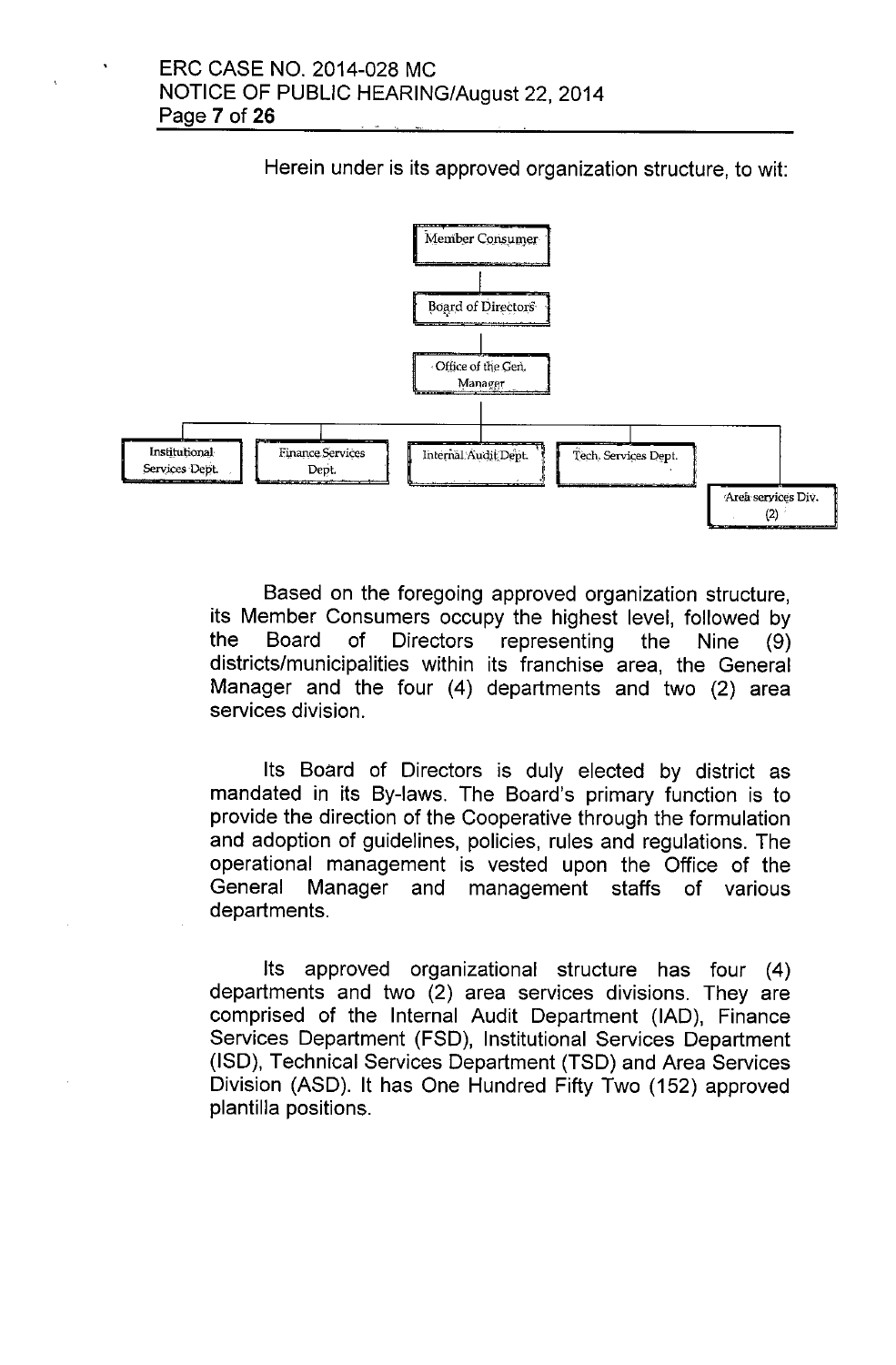Herein under is its approved organization structure, to wit:

- Member Consumer
  - Board of Directors
    - Office of the Gen. Manager
      - Institutional Services Dept.
      - Finance Services Dept.
      - Internal Audit Dept.
      - Tech. Services Dept.
      - Area services Div. (2)

Based on the foregoing approved organization structure, its Member Consumers occupy the highest level, followed by the Board of Directors representing the Nine (9) districts/municipalities within its franchise area, the General Manager and the four (4) departments and two (2) area services division.

Its Board of Directors is duly elected by district as mandated in its By-laws. The Board's primary function is to provide the direction of the Cooperative through the formulation and adoption of guidelines, policies, rules and regulations. The operational management is vested upon the Office of the General Manager and management staffs of various departments.

Its approved organizational structure has four (4) departments and two (2) area services divisions. They are comprised of the Internal Audit Department (IAD), Finance Services Department (FSD), Institutional Services Department (ISD), Technical Services Department (TSD) and Area Services Division (ASD). It has One Hundred Fifty Two (152) approved plantilla positions.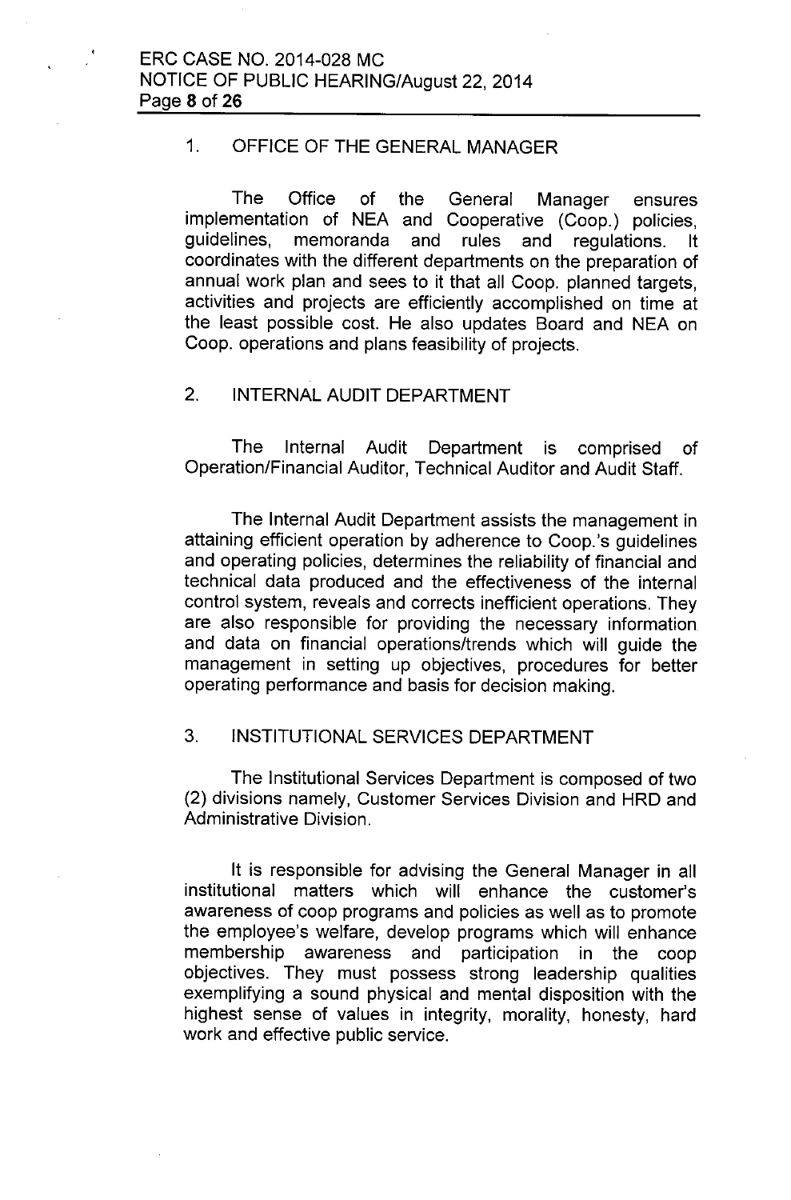1. OFFICE OF THE GENERAL MANAGER

The Office of the General Manager ensures implementation of NEA and Cooperative (Coop.) policies, guidelines, memoranda and rules and regulations. It coordinates with the different departments on the preparation of annual work plan and sees to it that all Coop. planned targets, activities and projects are efficiently accomplished on time at the least possible cost. He also updates Board and NEA on Coop. operations and plans feasibility of projects.

2. INTERNAL AUDIT DEPARTMENT

The Internal Audit Department is comprised of Operation/Financial Auditor, Technical Auditor and Audit Staff.

The Internal Audit Department assists the management in attaining efficient operation by adherence to Coop.'s guidelines and operating policies, determines the reliability of financial and technical data produced and the effectiveness of the internal control system, reveals and corrects inefficient operations. They are also responsible for providing the necessary information and data on financial operations/trends which will guide the management in setting up objectives, procedures for better operating performance and basis for decision making.

3. INSTITUTIONAL SERVICES DEPARTMENT

The Institutional Services Department is composed of two (2) divisions namely, Customer Services Division and HRD and Administrative Division.

It is responsible for advising the General Manager in all institutional matters which will enhance the customer's awareness of coop programs and policies as well as to promote the employee's welfare, develop programs which will enhance membership awareness and participation in the coop objectives. They must possess strong leadership qualities exemplifying a sound physical and mental disposition with the highest sense of values in integrity, morality, honesty, hard work and effective public service.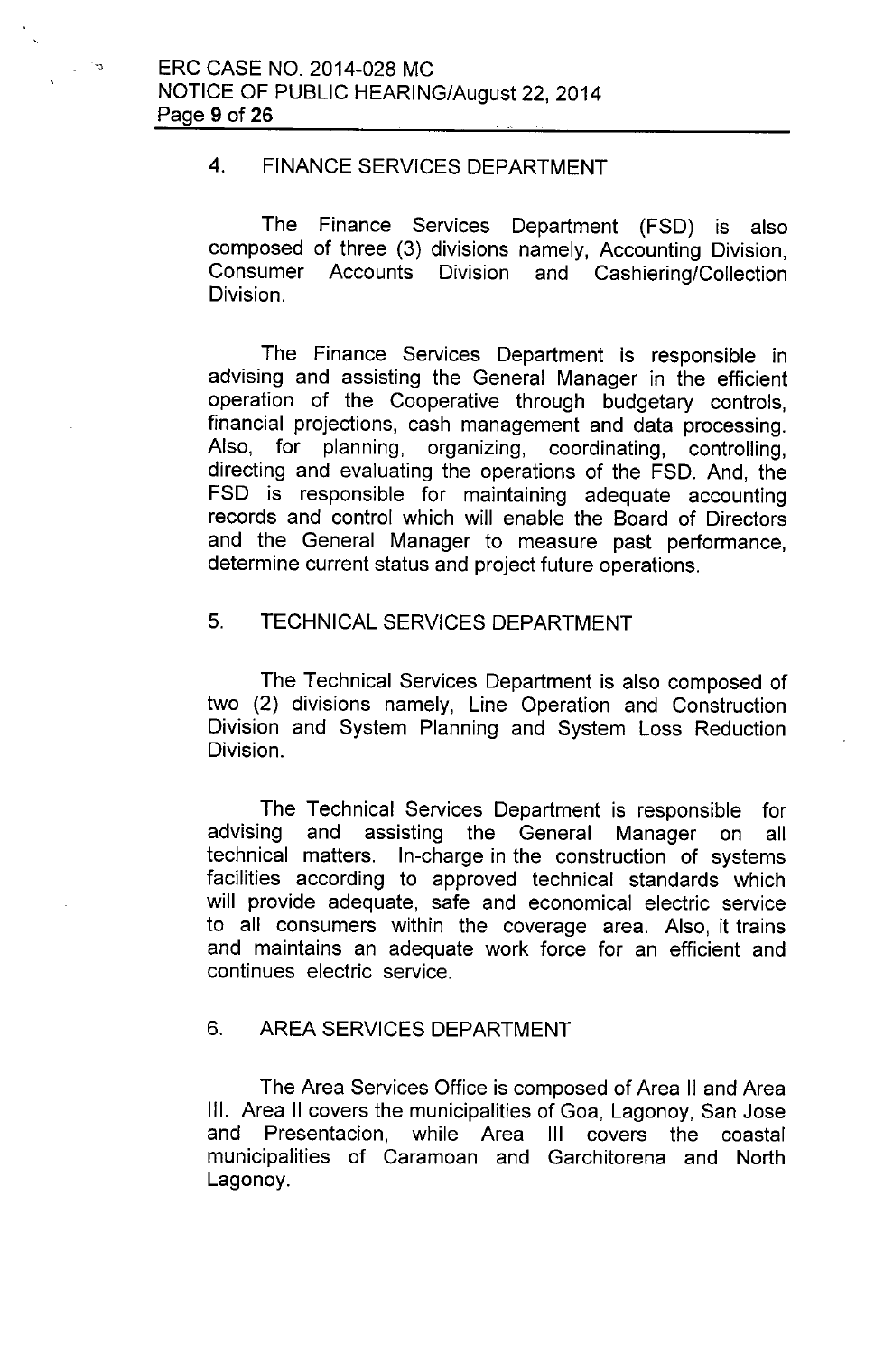## 4. FINANCE SERVICES DEPARTMENT

The Finance Services Department (FSD) is also composed of three (3) divisions namely, Accounting Division, Consumer Accounts Division and Cashiering/Collection Division.

The Finance Services Department is responsible in advising and assisting the General Manager in the efficient operation of the Cooperative through budgetary controls, financial projections, cash management and data processing. Also, for planning, organizing, coordinating, controlling, directing and evaluating the operations of the FSD. And, the FSD is responsible for maintaining adequate accounting records and control which will enable the Board of Directors and the General Manager to measure past performance, determine current status and project future operations.

## 5. TECHNICAL SERVICES DEPARTMENT

The Technical Services Department is also composed of two (2) divisions namely, Line Operation and Construction Division and System Planning and System Loss Reduction Division.

The Technical Services Department is responsible for advising and assisting the General Manager on all technical matters. In-charge in the construction of systems facilities according to approved technical standards which will provide adequate, safe and economical electric service to all consumers within the coverage area. Also, it trains and maintains an adequate work force for an efficient and continues electric service.

## 6. AREA SERVICES DEPARTMENT

The Area Services Office is composed of Area II and Area III. Area II covers the municipalities of Goa, Lagonoy, San Jose and Presentacion, while Area III covers the coastal municipalities of Caramoan and Garchitorena and North Lagonoy.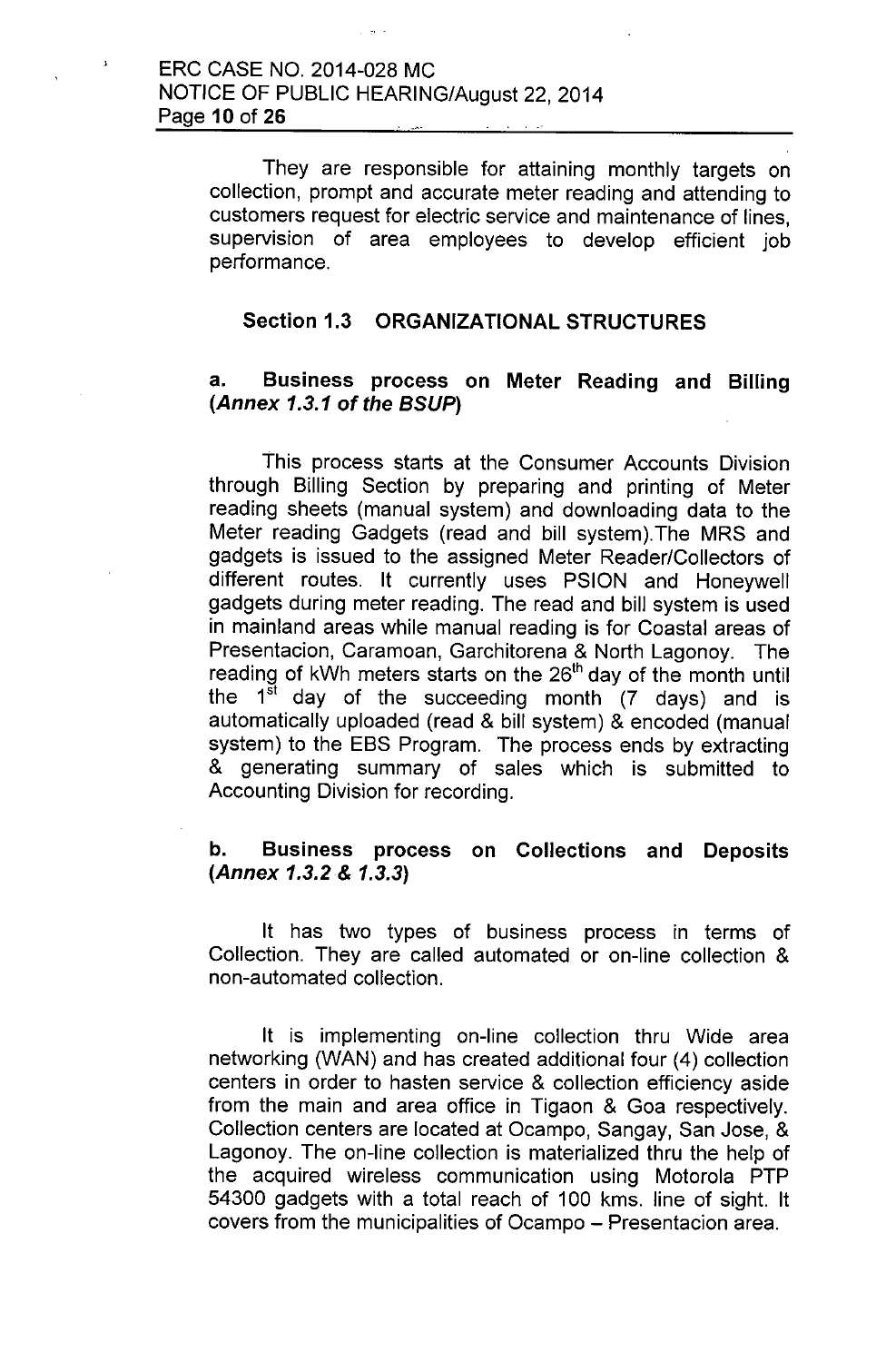They are responsible for attaining monthly targets on collection, prompt and accurate meter reading and attending to customers request for electric service and maintenance of lines, supervision of area employees to develop efficient job performance.

### Section 1.3 ORGANIZATIONAL STRUCTURES

#### a. Business process on Meter Reading and Billing (*Annex 1.3.1 of the BSUP*)

This process starts at the Consumer Accounts Division through Billing Section by preparing and printing of Meter reading sheets (manual system) and downloading data to the Meter reading Gadgets (read and bill system).The MRS and gadgets is issued to the assigned Meter Reader/Collectors of different routes. It currently uses PSION and Honeywell gadgets during meter reading. The read and bill system is used in mainland areas while manual reading is for Coastal areas of Presentacion, Caramoan, Garchitorena & North Lagonoy. The reading of kWh meters starts on the 26th day of the month until the 1st day of the succeeding month (7 days) and is automatically uploaded (read & bill system) & encoded (manual system) to the EBS Program. The process ends by extracting & generating summary of sales which is submitted to Accounting Division for recording.

#### b. Business process on Collections and Deposits (*Annex 1.3.2 & 1.3.3*)

It has two types of business process in terms of Collection. They are called automated or on-line collection & non-automated collection.

It is implementing on-line collection thru Wide area networking (WAN) and has created additional four (4) collection centers in order to hasten service & collection efficiency aside from the main and area office in Tigaon & Goa respectively. Collection centers are located at Ocampo, Sangay, San Jose, & Lagonoy. The on-line collection is materialized thru the help of the acquired wireless communication using Motorola PTP 54300 gadgets with a total reach of 100 kms. line of sight. It covers from the municipalities of Ocampo – Presentacion area.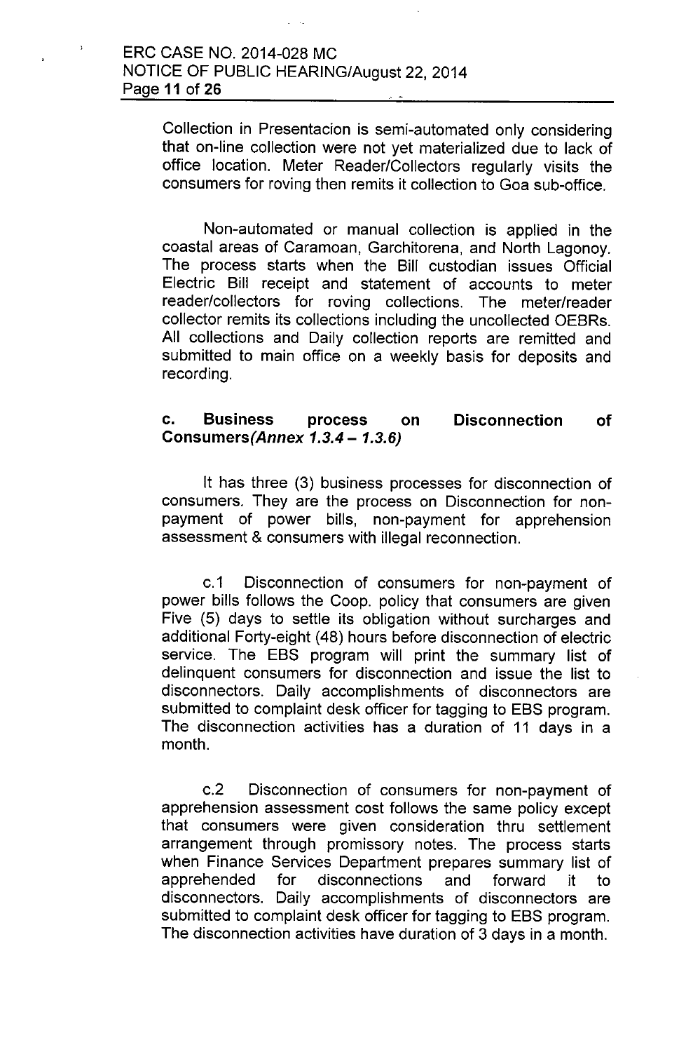Collection in Presentacion is semi-automated only considering that on-line collection were not yet materialized due to lack of office location. Meter Reader/Collectors regularly visits the consumers for roving then remits it collection to Goa sub-office.

Non-automated or manual collection is applied in the coastal areas of Caramoan, Garchitorena, and North Lagonoy. The process starts when the Bill custodian issues Official Electric Bill receipt and statement of accounts to meter reader/collectors for roving collections. The meter/reader collector remits its collections including the uncollected OEBRs. All collections and Daily collection reports are remitted and submitted to main office on a weekly basis for deposits and recording.

**c. Business process on Disconnection of Consumers*(Annex 1.3.4 – 1.3.6)***

It has three (3) business processes for disconnection of consumers. They are the process on Disconnection for non-payment of power bills, non-payment for apprehension assessment & consumers with illegal reconnection.

c.1 Disconnection of consumers for non-payment of power bills follows the Coop. policy that consumers are given Five (5) days to settle its obligation without surcharges and additional Forty-eight (48) hours before disconnection of electric service. The EBS program will print the summary list of delinquent consumers for disconnection and issue the list to disconnectors. Daily accomplishments of disconnectors are submitted to complaint desk officer for tagging to EBS program. The disconnection activities has a duration of 11 days in a month.

c.2 Disconnection of consumers for non-payment of apprehension assessment cost follows the same policy except that consumers were given consideration thru settlement arrangement through promissory notes. The process starts when Finance Services Department prepares summary list of apprehended for disconnections and forward it to disconnectors. Daily accomplishments of disconnectors are submitted to complaint desk officer for tagging to EBS program. The disconnection activities have duration of 3 days in a month.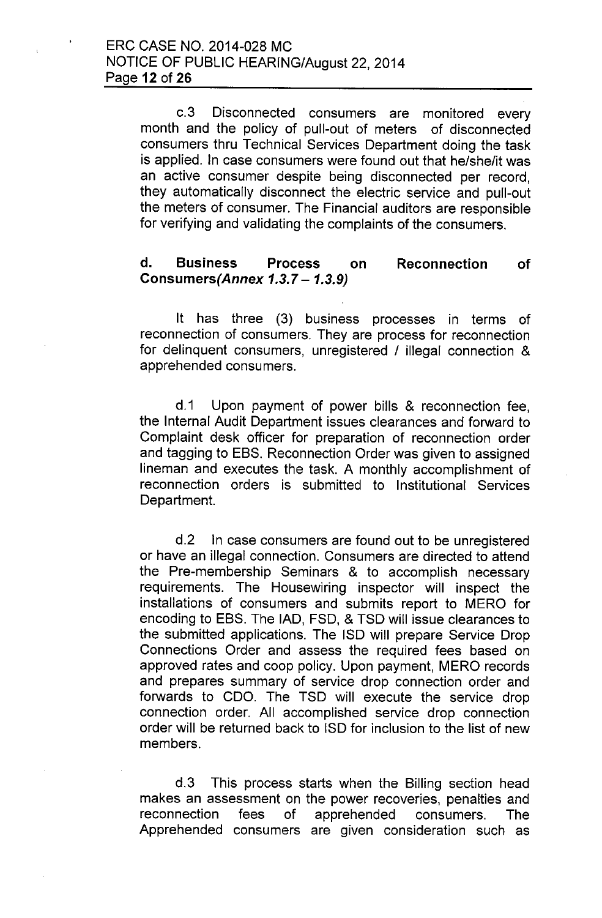c.3 Disconnected consumers are monitored every month and the policy of pull-out of meters of disconnected consumers thru Technical Services Department doing the task is applied. In case consumers were found out that he/she/it was an active consumer despite being disconnected per record, they automatically disconnect the electric service and pull-out the meters of consumer. The Financial auditors are responsible for verifying and validating the complaints of the consumers.

**d. Business Process on Reconnection of Consumers***(Annex 1.3.7 – 1.3.9)*

It has three (3) business processes in terms of reconnection of consumers. They are process for reconnection for delinquent consumers, unregistered / illegal connection & apprehended consumers.

d.1 Upon payment of power bills & reconnection fee, the Internal Audit Department issues clearances and forward to Complaint desk officer for preparation of reconnection order and tagging to EBS. Reconnection Order was given to assigned lineman and executes the task. A monthly accomplishment of reconnection orders is submitted to Institutional Services Department.

d.2 In case consumers are found out to be unregistered or have an illegal connection. Consumers are directed to attend the Pre-membership Seminars & to accomplish necessary requirements. The Housewiring inspector will inspect the installations of consumers and submits report to MERO for encoding to EBS. The IAD, FSD, & TSD will issue clearances to the submitted applications. The ISD will prepare Service Drop Connections Order and assess the required fees based on approved rates and coop policy. Upon payment, MERO records and prepares summary of service drop connection order and forwards to CDO. The TSD will execute the service drop connection order. All accomplished service drop connection order will be returned back to ISD for inclusion to the list of new members.

d.3 This process starts when the Billing section head makes an assessment on the power recoveries, penalties and reconnection fees of apprehended consumers. The Apprehended consumers are given consideration such as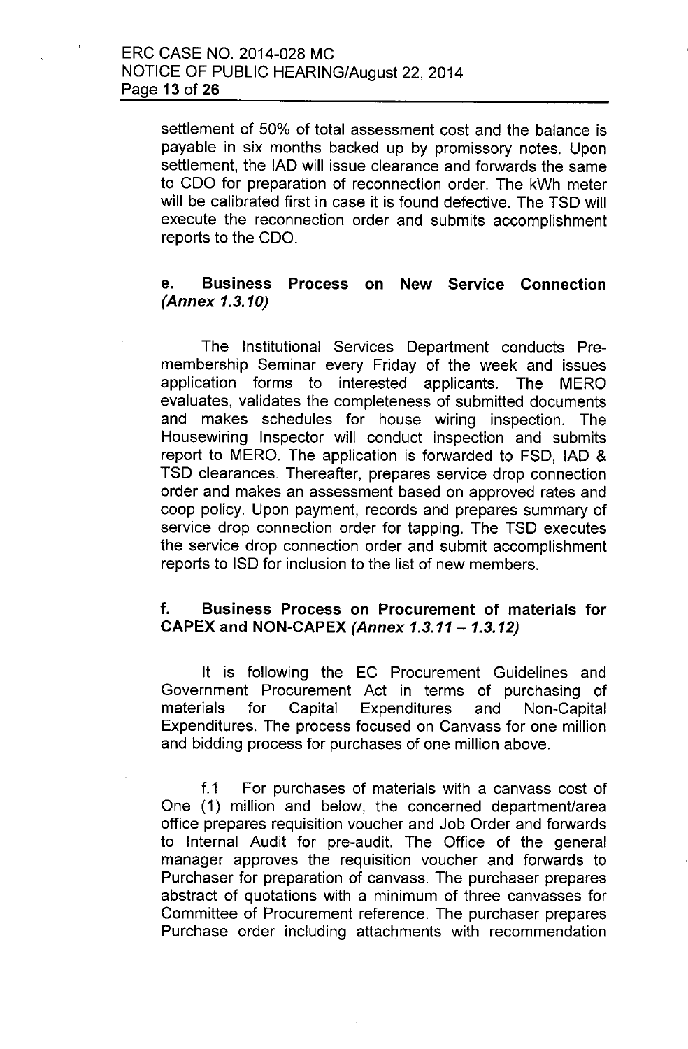settlement of 50% of total assessment cost and the balance is payable in six months backed up by promissory notes. Upon settlement, the IAD will issue clearance and forwards the same to CDO for preparation of reconnection order. The kWh meter will be calibrated first in case it is found defective. The TSD will execute the reconnection order and submits accomplishment reports to the CDO.

### e. Business Process on New Service Connection *(Annex 1.3.10)*

The Institutional Services Department conducts Pre-membership Seminar every Friday of the week and issues application forms to interested applicants. The MERO evaluates, validates the completeness of submitted documents and makes schedules for house wiring inspection. The Housewiring Inspector will conduct inspection and submits report to MERO. The application is forwarded to FSD, IAD & TSD clearances. Thereafter, prepares service drop connection order and makes an assessment based on approved rates and coop policy. Upon payment, records and prepares summary of service drop connection order for tapping. The TSD executes the service drop connection order and submit accomplishment reports to ISD for inclusion to the list of new members.

### f. Business Process on Procurement of materials for CAPEX and NON-CAPEX *(Annex 1.3.11 – 1.3.12)*

It is following the EC Procurement Guidelines and Government Procurement Act in terms of purchasing of materials for Capital Expenditures and Non-Capital Expenditures. The process focused on Canvass for one million and bidding process for purchases of one million above.

f.1 For purchases of materials with a canvass cost of One (1) million and below, the concerned department/area office prepares requisition voucher and Job Order and forwards to Internal Audit for pre-audit. The Office of the general manager approves the requisition voucher and forwards to Purchaser for preparation of canvass. The purchaser prepares abstract of quotations with a minimum of three canvasses for Committee of Procurement reference. The purchaser prepares Purchase order including attachments with recommendation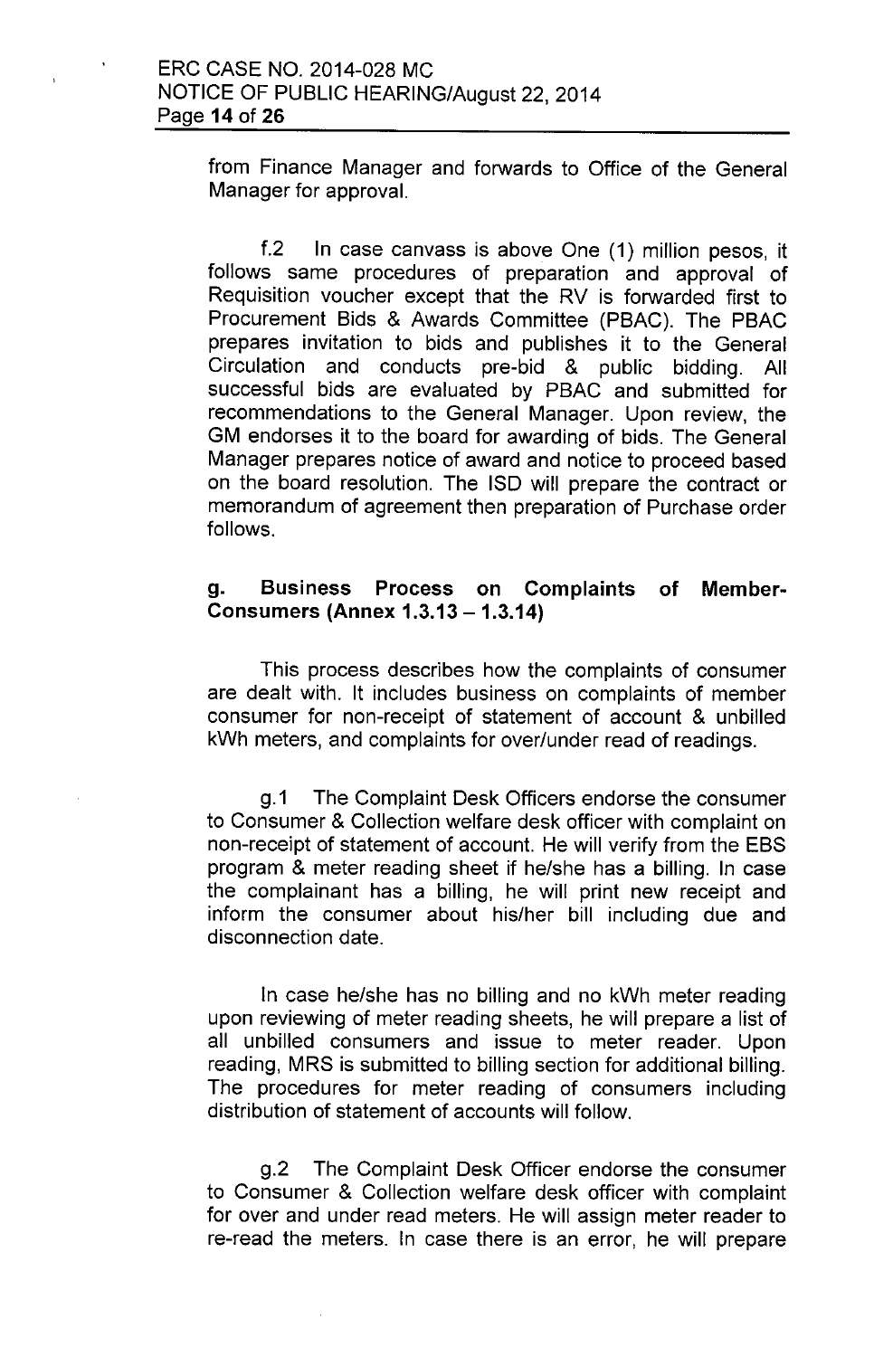from Finance Manager and forwards to Office of the General Manager for approval.

f.2 In case canvass is above One (1) million pesos, it follows same procedures of preparation and approval of Requisition voucher except that the RV is forwarded first to Procurement Bids & Awards Committee (PBAC). The PBAC prepares invitation to bids and publishes it to the General Circulation and conducts pre-bid & public bidding. All successful bids are evaluated by PBAC and submitted for recommendations to the General Manager. Upon review, the GM endorses it to the board for awarding of bids. The General Manager prepares notice of award and notice to proceed based on the board resolution. The ISD will prepare the contract or memorandum of agreement then preparation of Purchase order follows.

**g. Business Process on Complaints of Member-Consumers (Annex 1.3.13 – 1.3.14)**

This process describes how the complaints of consumer are dealt with. It includes business on complaints of member consumer for non-receipt of statement of account & unbilled kWh meters, and complaints for over/under read of readings.

g.1 The Complaint Desk Officers endorse the consumer to Consumer & Collection welfare desk officer with complaint on non-receipt of statement of account. He will verify from the EBS program & meter reading sheet if he/she has a billing. In case the complainant has a billing, he will print new receipt and inform the consumer about his/her bill including due and disconnection date.

In case he/she has no billing and no kWh meter reading upon reviewing of meter reading sheets, he will prepare a list of all unbilled consumers and issue to meter reader. Upon reading, MRS is submitted to billing section for additional billing. The procedures for meter reading of consumers including distribution of statement of accounts will follow.

g.2 The Complaint Desk Officer endorse the consumer to Consumer & Collection welfare desk officer with complaint for over and under read meters. He will assign meter reader to re-read the meters. In case there is an error, he will prepare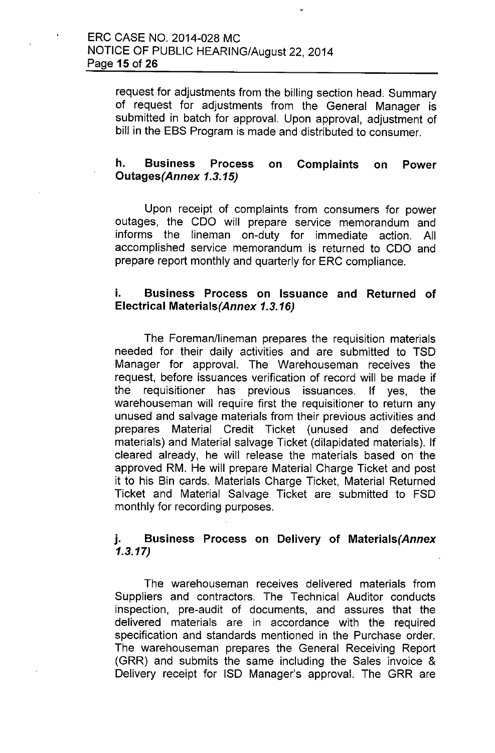request for adjustments from the billing section head. Summary of request for adjustments from the General Manager is submitted in batch for approval. Upon approval, adjustment of bill in the EBS Program is made and distributed to consumer.

### h. Business Process on Complaints on Power Outages*(Annex 1.3.15)*

Upon receipt of complaints from consumers for power outages, the CDO will prepare service memorandum and informs the lineman on-duty for immediate action. All accomplished service memorandum is returned to CDO and prepare report monthly and quarterly for ERC compliance.

### i. Business Process on Issuance and Returned of Electrical Materials*(Annex 1.3.16)*

The Foreman/lineman prepares the requisition materials needed for their daily activities and are submitted to TSD Manager for approval. The Warehouseman receives the request, before issuances verification of record will be made if the requisitioner has previous issuances. If yes, the warehouseman will require first the requisitioner to return any unused and salvage materials from their previous activities and prepares Material Credit Ticket (unused and defective materials) and Material salvage Ticket (dilapidated materials). If cleared already, he will release the materials based on the approved RM. He will prepare Material Charge Ticket and post it to his Bin cards. Materials Charge Ticket, Material Returned Ticket and Material Salvage Ticket are submitted to FSD monthly for recording purposes.

### j. Business Process on Delivery of Materials*(Annex 1.3.17)*

The warehouseman receives delivered materials from Suppliers and contractors. The Technical Auditor conducts inspection, pre-audit of documents, and assures that the delivered materials are in accordance with the required specification and standards mentioned in the Purchase order. The warehouseman prepares the General Receiving Report (GRR) and submits the same including the Sales invoice & Delivery receipt for ISD Manager's approval. The GRR are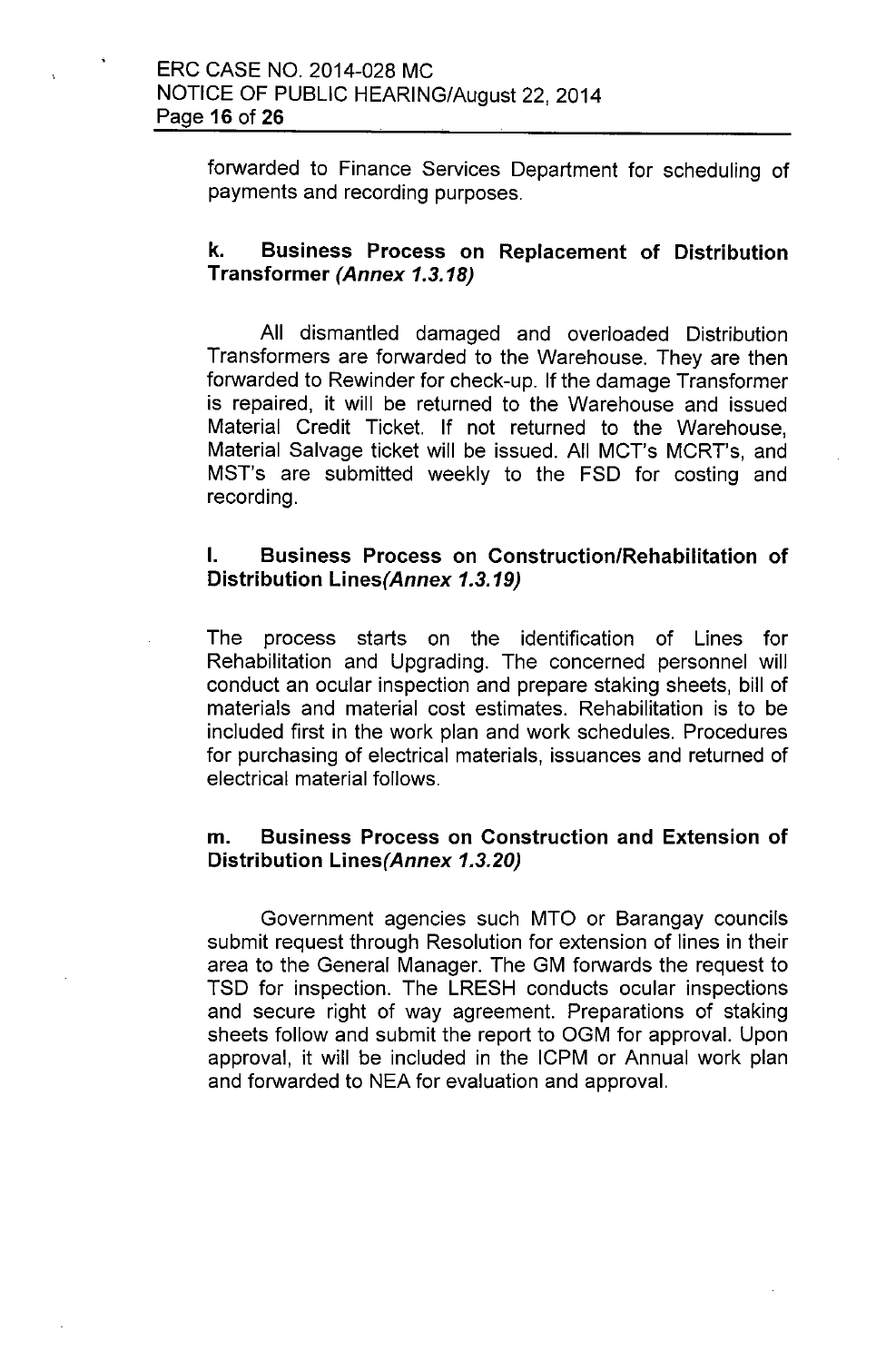forwarded to Finance Services Department for scheduling of payments and recording purposes.

**k. Business Process on Replacement of Distribution Transformer *(Annex 1.3.18)***

All dismantled damaged and overloaded Distribution Transformers are forwarded to the Warehouse. They are then forwarded to Rewinder for check-up. If the damage Transformer is repaired, it will be returned to the Warehouse and issued Material Credit Ticket. If not returned to the Warehouse, Material Salvage ticket will be issued. All MCT's MCRT's, and MST's are submitted weekly to the FSD for costing and recording.

**l. Business Process on Construction/Rehabilitation of Distribution Lines*(Annex 1.3.19)***

The process starts on the identification of Lines for Rehabilitation and Upgrading. The concerned personnel will conduct an ocular inspection and prepare staking sheets, bill of materials and material cost estimates. Rehabilitation is to be included first in the work plan and work schedules. Procedures for purchasing of electrical materials, issuances and returned of electrical material follows.

**m. Business Process on Construction and Extension of Distribution Lines*(Annex 1.3.20)***

Government agencies such MTO or Barangay councils submit request through Resolution for extension of lines in their area to the General Manager. The GM forwards the request to TSD for inspection. The LRESH conducts ocular inspections and secure right of way agreement. Preparations of staking sheets follow and submit the report to OGM for approval. Upon approval, it will be included in the ICPM or Annual work plan and forwarded to NEA for evaluation and approval.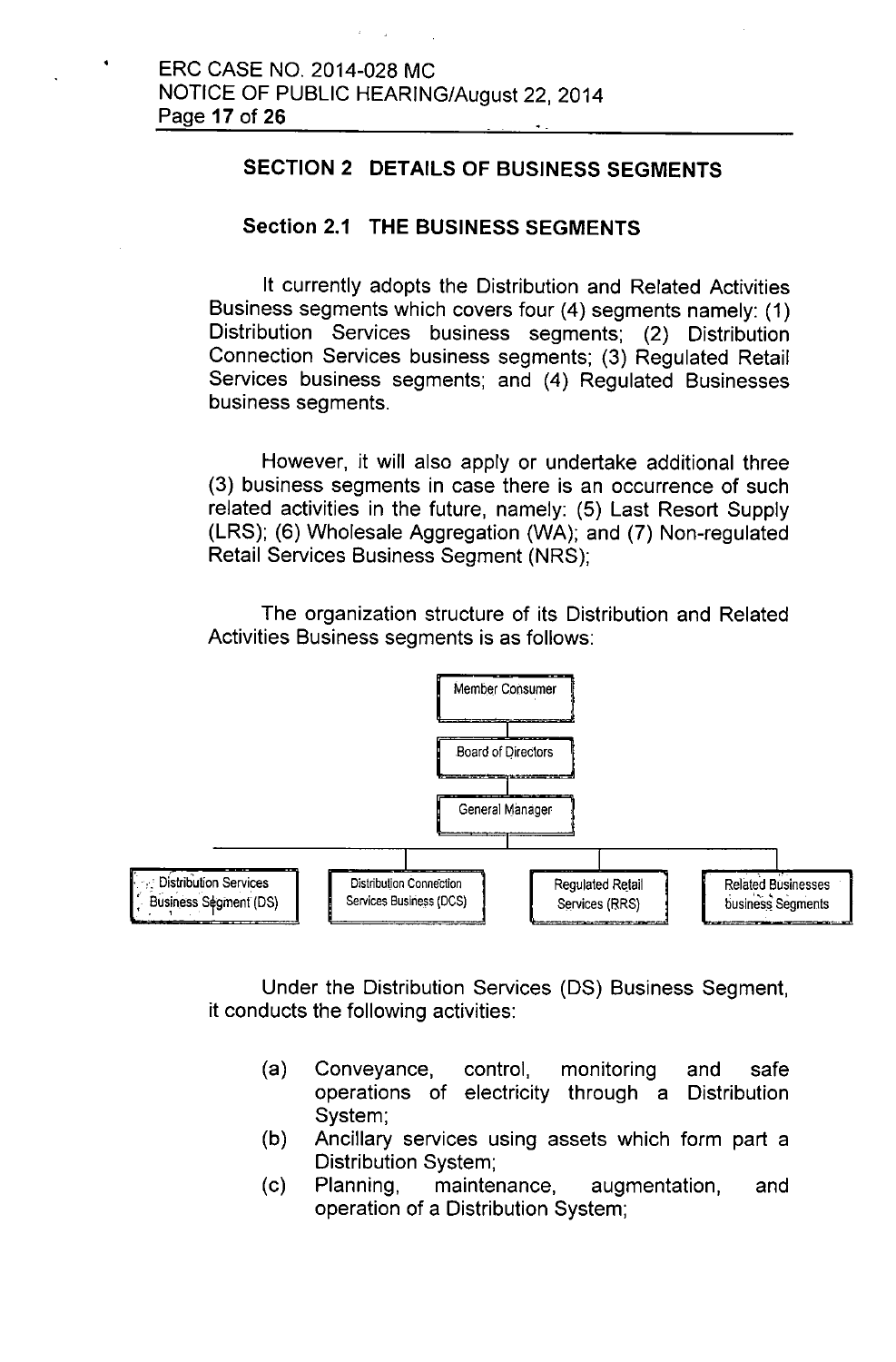## SECTION 2 DETAILS OF BUSINESS SEGMENTS

### Section 2.1 THE BUSINESS SEGMENTS

It currently adopts the Distribution and Related Activities Business segments which covers four (4) segments namely: (1) Distribution Services business segments; (2) Distribution Connection Services business segments; (3) Regulated Retail Services business segments; and (4) Regulated Businesses business segments.

However, it will also apply or undertake additional three (3) business segments in case there is an occurrence of such related activities in the future, namely: (5) Last Resort Supply (LRS); (6) Wholesale Aggregation (WA); and (7) Non-regulated Retail Services Business Segment (NRS);

The organization structure of its Distribution and Related Activities Business segments is as follows:

Member Consumer

Board of Directors

General Manager

Distribution Services Business Segment (DS) | Distribution Connection Services Business (DCS) | Regulated Retail Services (RRS) | Related Businesses business Segments

Under the Distribution Services (DS) Business Segment, it conducts the following activities:

(a) Conveyance, control, monitoring and safe operations of electricity through a Distribution System;

(b) Ancillary services using assets which form part a Distribution System;

(c) Planning, maintenance, augmentation, and operation of a Distribution System;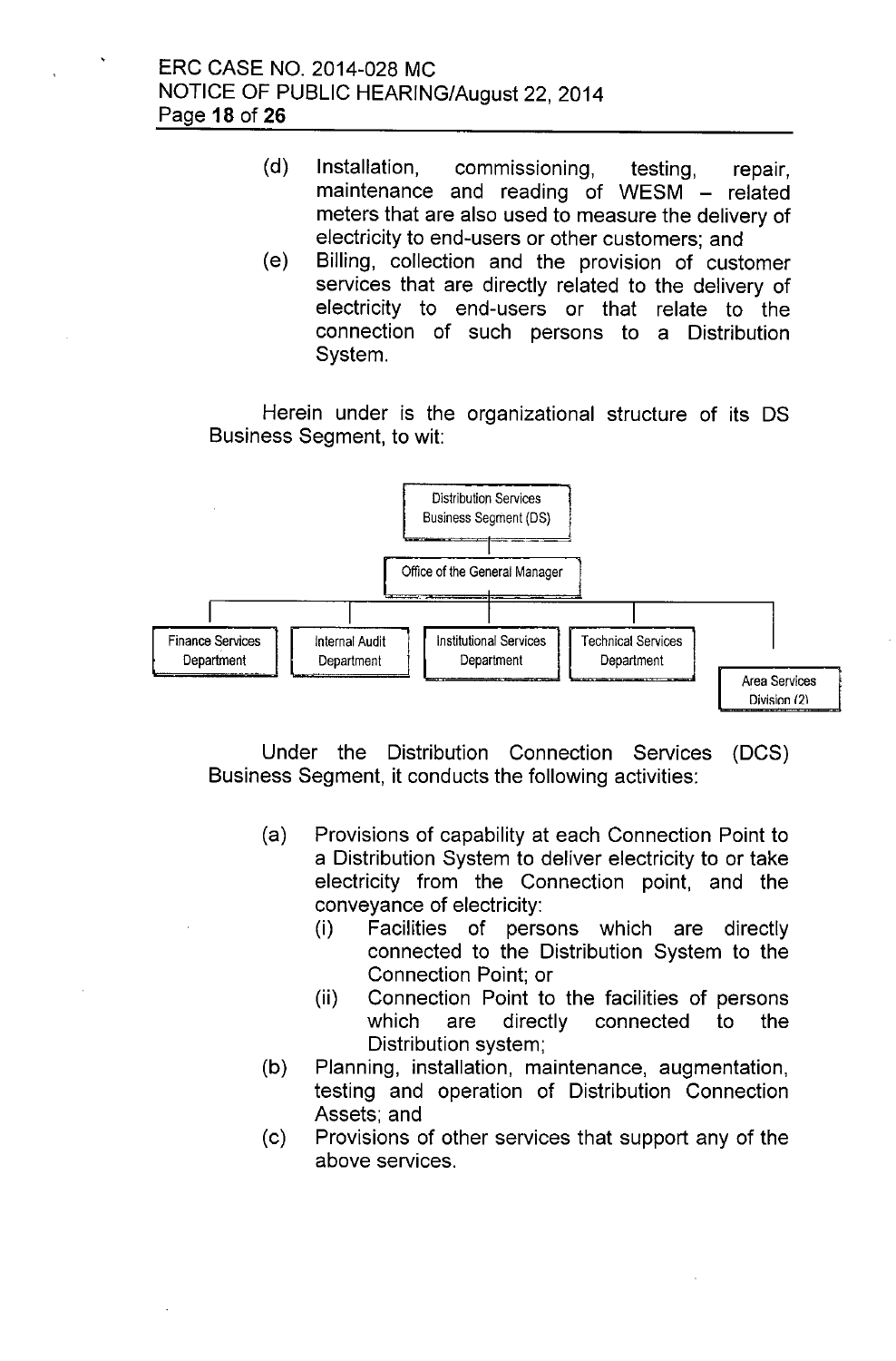(d) Installation, commissioning, testing, repair, maintenance and reading of WESM – related meters that are also used to measure the delivery of electricity to end-users or other customers; and

(e) Billing, collection and the provision of customer services that are directly related to the delivery of electricity to end-users or that relate to the connection of such persons to a Distribution System.

Herein under is the organizational structure of its DS Business Segment, to wit:

- Distribution Services Business Segment (DS)
  - Office of the General Manager
    - Finance Services Department
    - Internal Audit Department
    - Institutional Services Department
    - Technical Services Department
    - Area Services Division (2)

Under the Distribution Connection Services (DCS) Business Segment, it conducts the following activities:

(a) Provisions of capability at each Connection Point to a Distribution System to deliver electricity to or take electricity from the Connection point, and the conveyance of electricity:
   (i) Facilities of persons which are directly connected to the Distribution System to the Connection Point; or
   (ii) Connection Point to the facilities of persons which are directly connected to the Distribution system;

(b) Planning, installation, maintenance, augmentation, testing and operation of Distribution Connection Assets; and

(c) Provisions of other services that support any of the above services.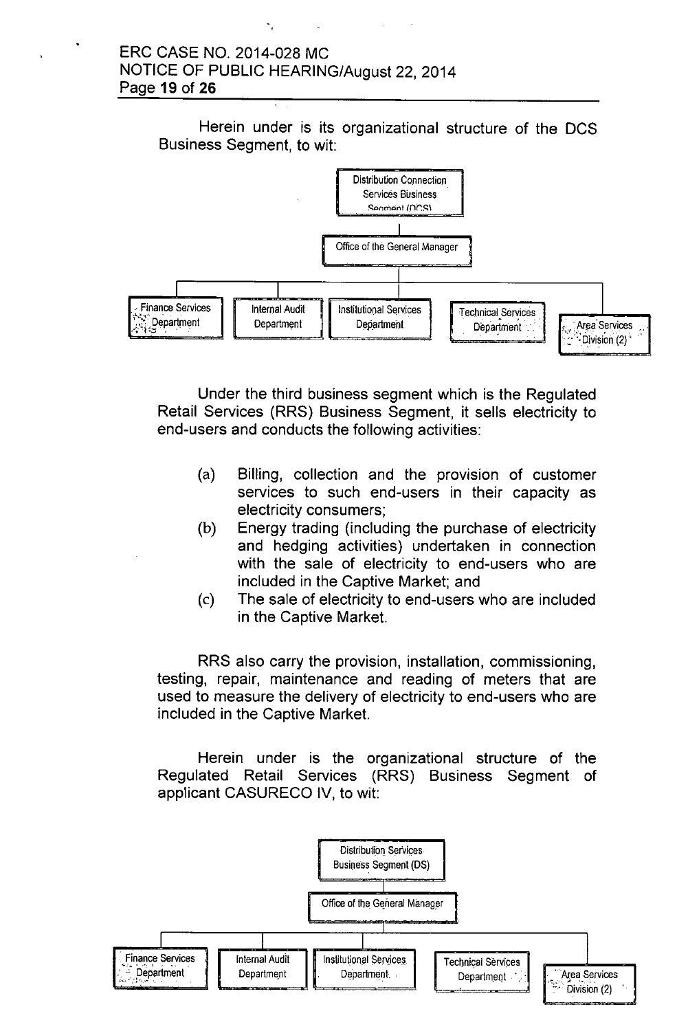Herein under is its organizational structure of the DCS Business Segment, to wit:

- Distribution Connection Services Business Segment (DCS)
  - Office of the General Manager
    - Finance Services Department
    - Internal Audit Department
    - Institutional Services Department
    - Technical Services Department
    - Area Services Division (2)

Under the third business segment which is the Regulated Retail Services (RRS) Business Segment, it sells electricity to end-users and conducts the following activities:

(a) Billing, collection and the provision of customer services to such end-users in their capacity as electricity consumers;

(b) Energy trading (including the purchase of electricity and hedging activities) undertaken in connection with the sale of electricity to end-users who are included in the Captive Market; and

(c) The sale of electricity to end-users who are included in the Captive Market.

RRS also carry the provision, installation, commissioning, testing, repair, maintenance and reading of meters that are used to measure the delivery of electricity to end-users who are included in the Captive Market.

Herein under is the organizational structure of the Regulated Retail Services (RRS) Business Segment of applicant CASURECO IV, to wit:

- Distribution Services Business Segment (DS)
  - Office of the General Manager
    - Finance Services Department
    - Internal Audit Department
    - Institutional Services Department
    - Technical Services Department
    - Area Services Division (2)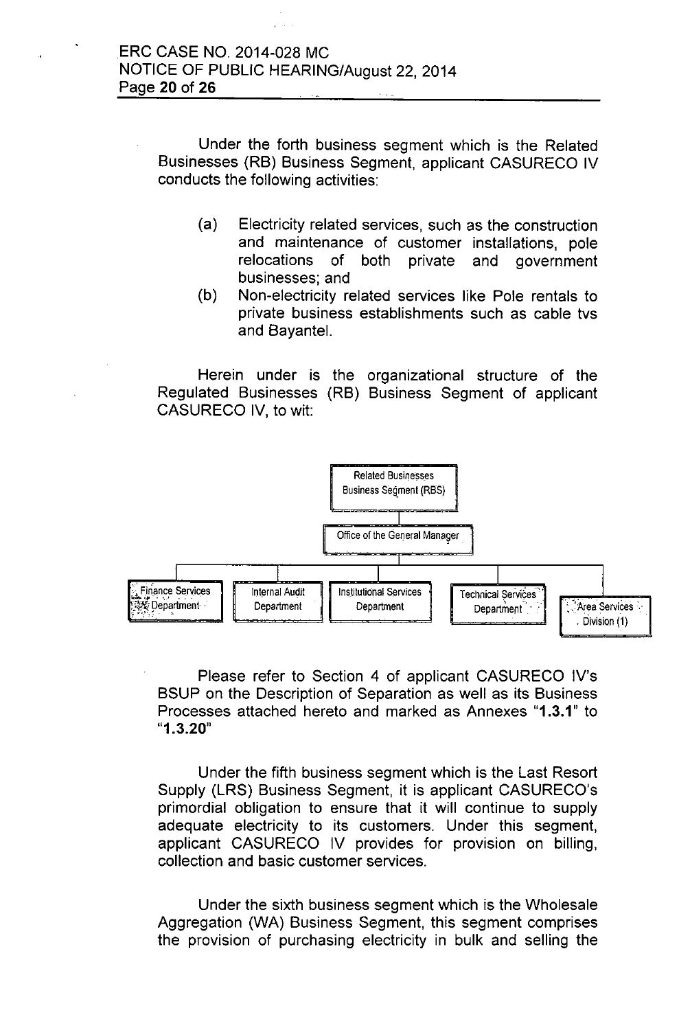Under the forth business segment which is the Related Businesses (RB) Business Segment, applicant CASURECO IV conducts the following activities:

(a) Electricity related services, such as the construction and maintenance of customer installations, pole relocations of both private and government businesses; and

(b) Non-electricity related services like Pole rentals to private business establishments such as cable tvs and Bayantel.

Herein under is the organizational structure of the Regulated Businesses (RB) Business Segment of applicant CASURECO IV, to wit:

- Related Businesses Business Segment (RBS)
  - Office of the General Manager
    - Finance Services Department
    - Internal Audit Department
    - Institutional Services Department
    - Technical Services Department
    - Area Services Division (1)

Please refer to Section 4 of applicant CASURECO IV's BSUP on the Description of Separation as well as its Business Processes attached hereto and marked as Annexes "**1.3.1**" to "**1.3.20**"

Under the fifth business segment which is the Last Resort Supply (LRS) Business Segment, it is applicant CASURECO's primordial obligation to ensure that it will continue to supply adequate electricity to its customers. Under this segment, applicant CASURECO IV provides for provision on billing, collection and basic customer services.

Under the sixth business segment which is the Wholesale Aggregation (WA) Business Segment, this segment comprises the provision of purchasing electricity in bulk and selling the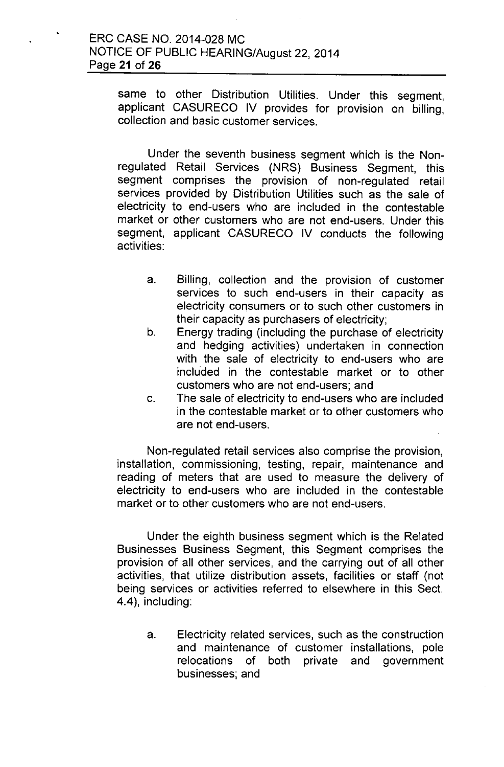same to other Distribution Utilities. Under this segment, applicant CASURECO IV provides for provision on billing, collection and basic customer services.

Under the seventh business segment which is the Non-regulated Retail Services (NRS) Business Segment, this segment comprises the provision of non-regulated retail services provided by Distribution Utilities such as the sale of electricity to end-users who are included in the contestable market or other customers who are not end-users. Under this segment, applicant CASURECO IV conducts the following activities:

a. Billing, collection and the provision of customer services to such end-users in their capacity as electricity consumers or to such other customers in their capacity as purchasers of electricity;
b. Energy trading (including the purchase of electricity and hedging activities) undertaken in connection with the sale of electricity to end-users who are included in the contestable market or to other customers who are not end-users; and
c. The sale of electricity to end-users who are included in the contestable market or to other customers who are not end-users.

Non-regulated retail services also comprise the provision, installation, commissioning, testing, repair, maintenance and reading of meters that are used to measure the delivery of electricity to end-users who are included in the contestable market or to other customers who are not end-users.

Under the eighth business segment which is the Related Businesses Business Segment, this Segment comprises the provision of all other services, and the carrying out of all other activities, that utilize distribution assets, facilities or staff (not being services or activities referred to elsewhere in this Sect. 4.4), including:

a. Electricity related services, such as the construction and maintenance of customer installations, pole relocations of both private and government businesses; and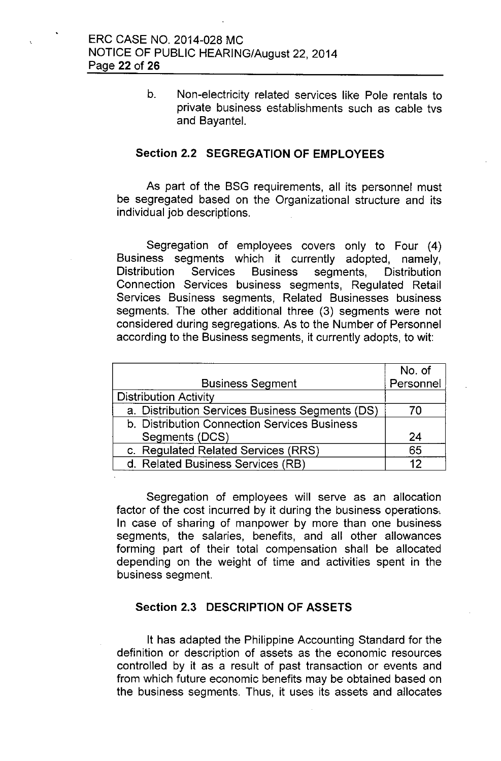b. Non-electricity related services like Pole rentals to private business establishments such as cable tvs and Bayantel.

### Section 2.2 SEGREGATION OF EMPLOYEES

As part of the BSG requirements, all its personnel must be segregated based on the Organizational structure and its individual job descriptions.

Segregation of employees covers only to Four (4) Business segments which it currently adopted, namely, Distribution Services Business segments, Distribution Connection Services business segments, Regulated Retail Services Business segments, Related Businesses business segments. The other additional three (3) segments were not considered during segregations. As to the Number of Personnel according to the Business segments, it currently adopts, to wit:

| Business Segment | No. of Personnel |
|---|---|
| Distribution Activity | |
| a. Distribution Services Business Segments (DS) | 70 |
| b. Distribution Connection Services Business Segments (DCS) | 24 |
| c. Regulated Related Services (RRS) | 65 |
| d. Related Business Services (RB) | 12 |

Segregation of employees will serve as an allocation factor of the cost incurred by it during the business operations. In case of sharing of manpower by more than one business segments, the salaries, benefits, and all other allowances forming part of their total compensation shall be allocated depending on the weight of time and activities spent in the business segment.

### Section 2.3 DESCRIPTION OF ASSETS

It has adapted the Philippine Accounting Standard for the definition or description of assets as the economic resources controlled by it as a result of past transaction or events and from which future economic benefits may be obtained based on the business segments. Thus, it uses its assets and allocates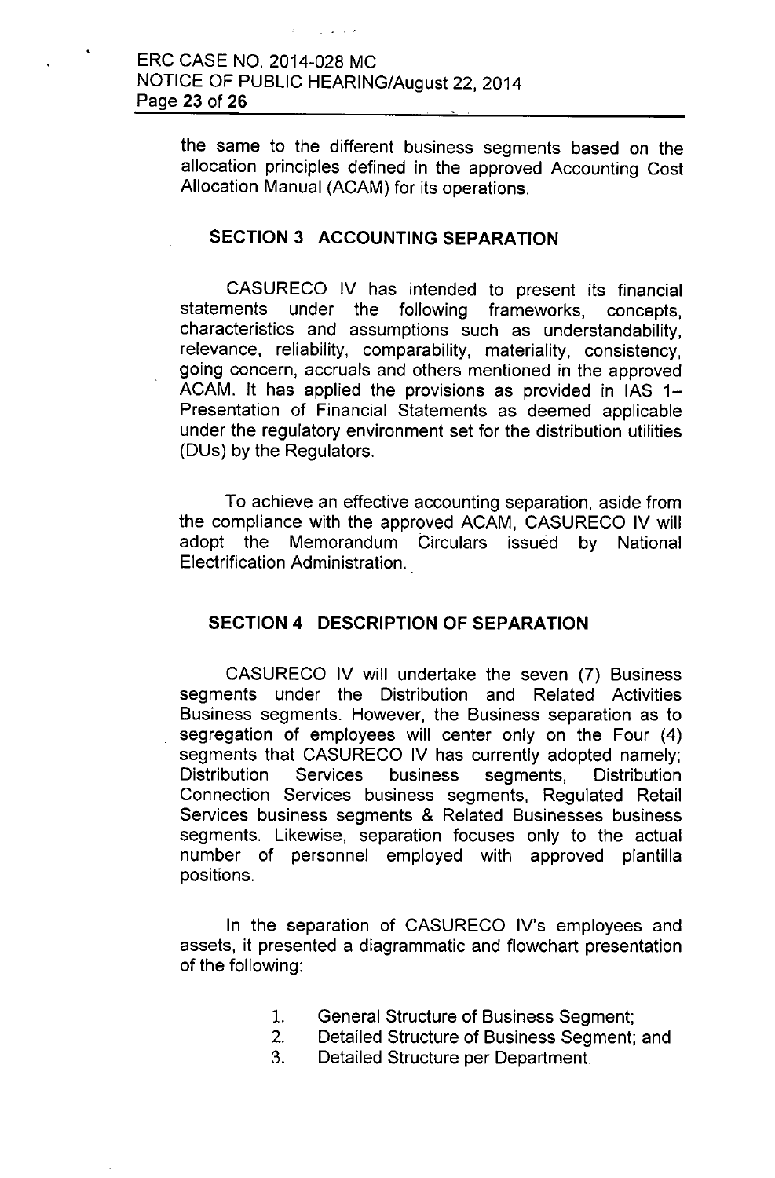the same to the different business segments based on the allocation principles defined in the approved Accounting Cost Allocation Manual (ACAM) for its operations.

## SECTION 3 ACCOUNTING SEPARATION

CASURECO IV has intended to present its financial statements under the following frameworks, concepts, characteristics and assumptions such as understandability, relevance, reliability, comparability, materiality, consistency, going concern, accruals and others mentioned in the approved ACAM. It has applied the provisions as provided in IAS 1– Presentation of Financial Statements as deemed applicable under the regulatory environment set for the distribution utilities (DUs) by the Regulators.

To achieve an effective accounting separation, aside from the compliance with the approved ACAM, CASURECO IV will adopt the Memorandum Circulars issued by National Electrification Administration.

## SECTION 4 DESCRIPTION OF SEPARATION

CASURECO IV will undertake the seven (7) Business segments under the Distribution and Related Activities Business segments. However, the Business separation as to segregation of employees will center only on the Four (4) segments that CASURECO IV has currently adopted namely; Distribution Services business segments, Distribution Connection Services business segments, Regulated Retail Services business segments & Related Businesses business segments. Likewise, separation focuses only to the actual number of personnel employed with approved plantilla positions.

In the separation of CASURECO IV's employees and assets, it presented a diagrammatic and flowchart presentation of the following:

1. General Structure of Business Segment;
2. Detailed Structure of Business Segment; and
3. Detailed Structure per Department.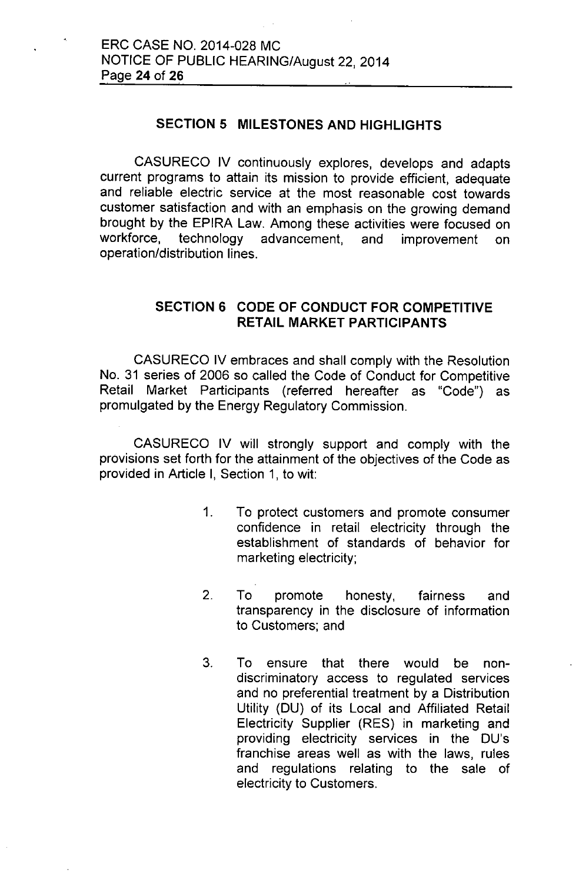## SECTION 5 MILESTONES AND HIGHLIGHTS

CASURECO IV continuously explores, develops and adapts current programs to attain its mission to provide efficient, adequate and reliable electric service at the most reasonable cost towards customer satisfaction and with an emphasis on the growing demand brought by the EPIRA Law. Among these activities were focused on workforce, technology advancement, and improvement on operation/distribution lines.

## SECTION 6 CODE OF CONDUCT FOR COMPETITIVE RETAIL MARKET PARTICIPANTS

CASURECO IV embraces and shall comply with the Resolution No. 31 series of 2006 so called the Code of Conduct for Competitive Retail Market Participants (referred hereafter as "Code") as promulgated by the Energy Regulatory Commission.

CASURECO IV will strongly support and comply with the provisions set forth for the attainment of the objectives of the Code as provided in Article I, Section 1, to wit:

1. To protect customers and promote consumer confidence in retail electricity through the establishment of standards of behavior for marketing electricity;

2. To promote honesty, fairness and transparency in the disclosure of information to Customers; and

3. To ensure that there would be non-discriminatory access to regulated services and no preferential treatment by a Distribution Utility (DU) of its Local and Affiliated Retail Electricity Supplier (RES) in marketing and providing electricity services in the DU's franchise areas well as with the laws, rules and regulations relating to the sale of electricity to Customers.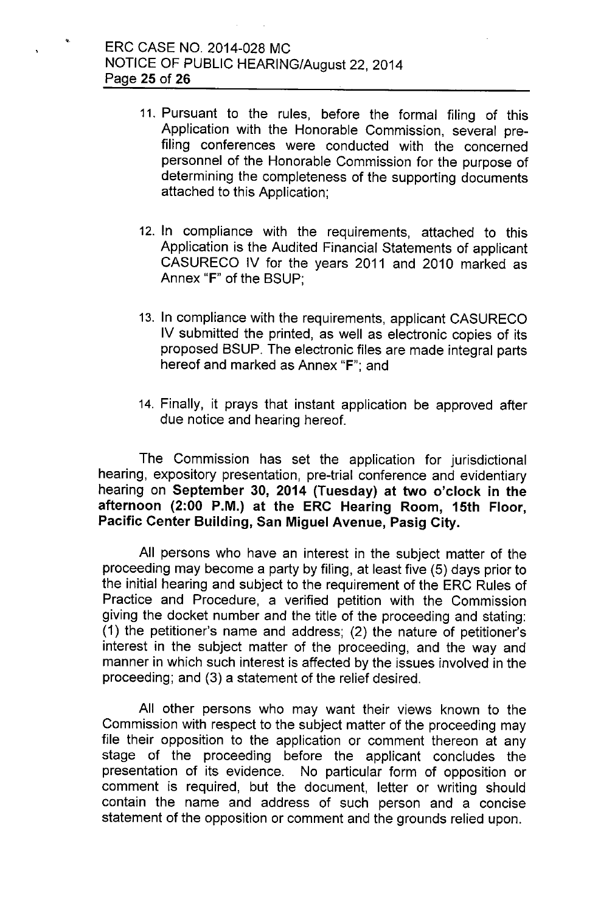11. Pursuant to the rules, before the formal filing of this Application with the Honorable Commission, several pre-filing conferences were conducted with the concerned personnel of the Honorable Commission for the purpose of determining the completeness of the supporting documents attached to this Application;

12. In compliance with the requirements, attached to this Application is the Audited Financial Statements of applicant CASURECO IV for the years 2011 and 2010 marked as Annex "**F**" of the BSUP;

13. In compliance with the requirements, applicant CASURECO IV submitted the printed, as well as electronic copies of its proposed BSUP. The electronic files are made integral parts hereof and marked as Annex "**F**"; and

14. Finally, it prays that instant application be approved after due notice and hearing hereof.

The Commission has set the application for jurisdictional hearing, expository presentation, pre-trial conference and evidentiary hearing on **September 30, 2014 (Tuesday) at two o'clock in the afternoon (2:00 P.M.) at the ERC Hearing Room, 15th Floor, Pacific Center Building, San Miguel Avenue, Pasig City.**

All persons who have an interest in the subject matter of the proceeding may become a party by filing, at least five (5) days prior to the initial hearing and subject to the requirement of the ERC Rules of Practice and Procedure, a verified petition with the Commission giving the docket number and the title of the proceeding and stating: (1) the petitioner's name and address; (2) the nature of petitioner's interest in the subject matter of the proceeding, and the way and manner in which such interest is affected by the issues involved in the proceeding; and (3) a statement of the relief desired.

All other persons who may want their views known to the Commission with respect to the subject matter of the proceeding may file their opposition to the application or comment thereon at any stage of the proceeding before the applicant concludes the presentation of its evidence. No particular form of opposition or comment is required, but the document, letter or writing should contain the name and address of such person and a concise statement of the opposition or comment and the grounds relied upon.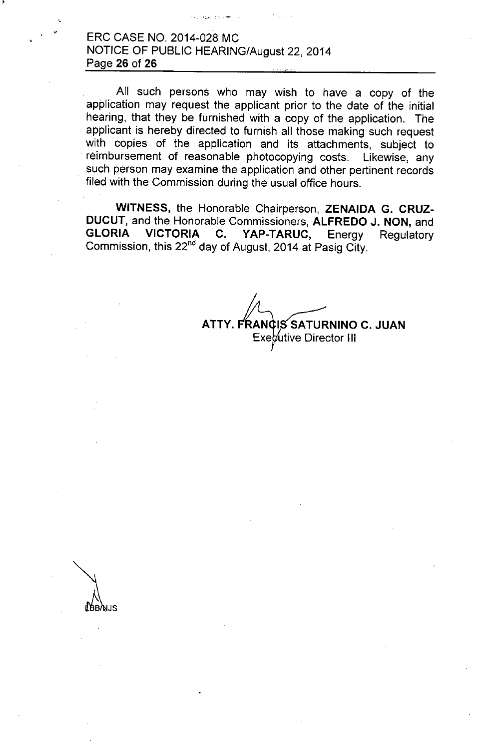All such persons who may wish to have a copy of the application may request the applicant prior to the date of the initial hearing, that they be furnished with a copy of the application. The applicant is hereby directed to furnish all those making such request with copies of the application and its attachments, subject to reimbursement of reasonable photocopying costs. Likewise, any such person may examine the application and other pertinent records filed with the Commission during the usual office hours.

**WITNESS,** the Honorable Chairperson, **ZENAIDA G. CRUZ-DUCUT**, and the Honorable Commissioners, **ALFREDO J. NON,** and **GLORIA VICTORIA C. YAP-TARUC,** Energy Regulatory Commission, this 22nd day of August, 2014 at Pasig City.

**ATTY. FRANCIS SATURNINO C. JUAN**
Executive Director III

LBB/NJS